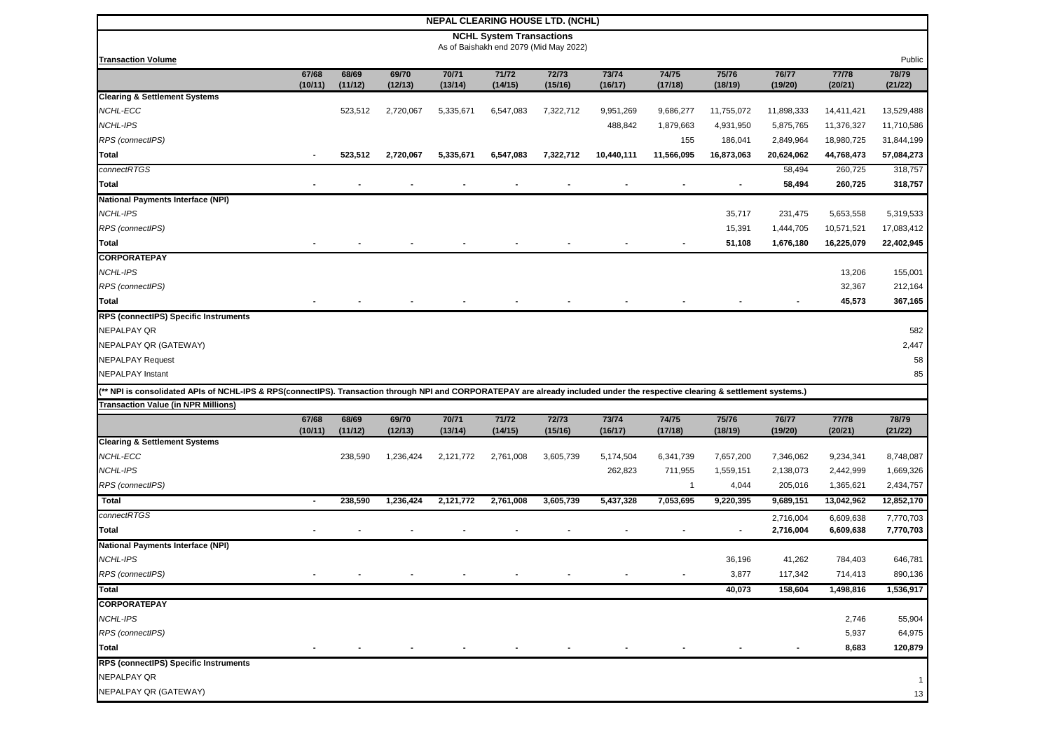# NEPAL CLEARING HOUSE LTD. (NCHL)

## NCHL System Transactions

As of Baishakh end 2079 (Mid May 2022)

**Transaction Volume** — Public

| | 67/68 (10/11) | 68/69 (11/12) | 69/70 (12/13) | 70/71 (13/14) | 71/72 (14/15) | 72/73 (15/16) | 73/74 (16/17) | 74/75 (17/18) | 75/76 (18/19) | 76/77 (19/20) | 77/78 (20/21) | 78/79 (21/22) |
|---|---|---|---|---|---|---|---|---|---|---|---|---|
| **Clearing & Settlement Systems** | | | | | | | | | | | | |
| *NCHL-ECC* | | 523,512 | 2,720,067 | 5,335,671 | 6,547,083 | 7,322,712 | 9,951,269 | 9,686,277 | 11,755,072 | 11,898,333 | 14,411,421 | 13,529,488 |
| *NCHL-IPS* | | | | | | | 488,842 | 1,879,663 | 4,931,950 | 5,875,765 | 11,376,327 | 11,710,586 |
| *RPS (connectIPS)* | | | | | | | | 155 | 186,041 | 2,849,964 | 18,980,725 | 31,844,199 |
| **Total** | - | **523,512** | **2,720,067** | **5,335,671** | **6,547,083** | **7,322,712** | **10,440,111** | **11,566,095** | **16,873,063** | **20,624,062** | **44,768,473** | **57,084,273** |
| *connectRTGS* | | | | | | | | | | 58,494 | 260,725 | 318,757 |
| **Total** | - | - | - | - | - | - | - | - | - | **58,494** | **260,725** | **318,757** |
| **National Payments Interface (NPI)** | | | | | | | | | | | | |
| *NCHL-IPS* | | | | | | | | | 35,717 | 231,475 | 5,653,558 | 5,319,533 |
| *RPS (connectIPS)* | | | | | | | | | 15,391 | 1,444,705 | 10,571,521 | 17,083,412 |
| **Total** | - | - | - | - | - | - | - | - | **51,108** | **1,676,180** | **16,225,079** | **22,402,945** |
| **CORPORATEPAY** | | | | | | | | | | | | |
| *NCHL-IPS* | | | | | | | | | | | 13,206 | 155,001 |
| *RPS (connectIPS)* | | | | | | | | | | | 32,367 | 212,164 |
| **Total** | - | - | - | - | - | - | - | - | - | - | **45,573** | **367,165** |
| **RPS (connectIPS) Specific Instruments** | | | | | | | | | | | | |
| NEPALPAY QR | | | | | | | | | | | | 582 |
| NEPALPAY QR (GATEWAY) | | | | | | | | | | | | 2,447 |
| NEPALPAY Request | | | | | | | | | | | | 58 |
| NEPALPAY Instant | | | | | | | | | | | | 85 |

(** NPI is consolidated APIs of NCHL-IPS & RPS(connectIPS). Transaction through NPI and CORPORATEPAY are already included under the respective clearing & settlement systems.)

**Transaction Value (in NPR Millions)**

| | 67/68 (10/11) | 68/69 (11/12) | 69/70 (12/13) | 70/71 (13/14) | 71/72 (14/15) | 72/73 (15/16) | 73/74 (16/17) | 74/75 (17/18) | 75/76 (18/19) | 76/77 (19/20) | 77/78 (20/21) | 78/79 (21/22) |
|---|---|---|---|---|---|---|---|---|---|---|---|---|
| **Clearing & Settlement Systems** | | | | | | | | | | | | |
| *NCHL-ECC* | | 238,590 | 1,236,424 | 2,121,772 | 2,761,008 | 3,605,739 | 5,174,504 | 6,341,739 | 7,657,200 | 7,346,062 | 9,234,341 | 8,748,087 |
| *NCHL-IPS* | | | | | | | 262,823 | 711,955 | 1,559,151 | 2,138,073 | 2,442,999 | 1,669,326 |
| *RPS (connectIPS)* | | | | | | | | 1 | 4,044 | 205,016 | 1,365,621 | 2,434,757 |
| **Total** | - | **238,590** | **1,236,424** | **2,121,772** | **2,761,008** | **3,605,739** | **5,437,328** | **7,053,695** | **9,220,395** | **9,689,151** | **13,042,962** | **12,852,170** |
| *connectRTGS* | | | | | | | | | | 2,716,004 | 6,609,638 | 7,770,703 |
| **Total** | - | - | - | - | - | - | - | - | - | **2,716,004** | **6,609,638** | **7,770,703** |
| **National Payments Interface (NPI)** | | | | | | | | | | | | |
| *NCHL-IPS* | | | | | | | | | 36,196 | 41,262 | 784,403 | 646,781 |
| *RPS (connectIPS)* | - | - | - | - | - | - | - | - | 3,877 | 117,342 | 714,413 | 890,136 |
| **Total** | | | | | | | | | **40,073** | **158,604** | **1,498,816** | **1,536,917** |
| **CORPORATEPAY** | | | | | | | | | | | | |
| *NCHL-IPS* | | | | | | | | | | | 2,746 | 55,904 |
| *RPS (connectIPS)* | | | | | | | | | | | 5,937 | 64,975 |
| **Total** | - | - | - | - | - | - | - | - | - | - | **8,683** | **120,879** |
| **RPS (connectIPS) Specific Instruments** | | | | | | | | | | | | |
| NEPALPAY QR | | | | | | | | | | | | 1 |
| NEPALPAY QR (GATEWAY) | | | | | | | | | | | | 13 |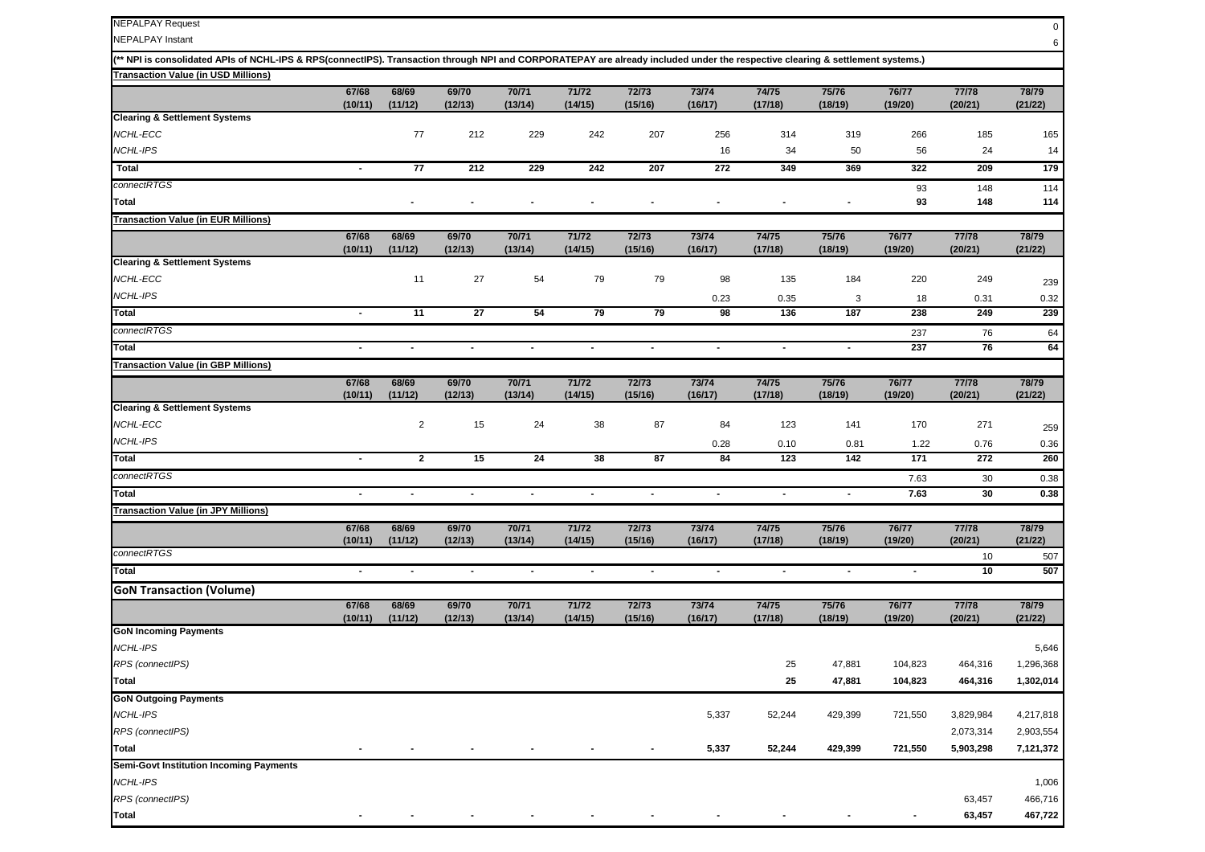| NEPALPAY Request | | | | | | | | | | | | 0 |
|---|---|---|---|---|---|---|---|---|---|---|---|---|
| NEPALPAY Instant | | | | | | | | | | | | 6 |

(** NPI is consolidated APIs of NCHL-IPS & RPS(connectIPS). Transaction through NPI and CORPORATEPAY are already included under the respective clearing & settlement systems.)

**Transaction Value (in USD Millions)**

| | 67/68 (10/11) | 68/69 (11/12) | 69/70 (12/13) | 70/71 (13/14) | 71/72 (14/15) | 72/73 (15/16) | 73/74 (16/17) | 74/75 (17/18) | 75/76 (18/19) | 76/77 (19/20) | 77/78 (20/21) | 78/79 (21/22) |
|---|---|---|---|---|---|---|---|---|---|---|---|---|
| **Clearing & Settlement Systems** | | | | | | | | | | | | |
| *NCHL-ECC* | | 77 | 212 | 229 | 242 | 207 | 256 | 314 | 319 | 266 | 185 | 165 |
| *NCHL-IPS* | | | | | | | 16 | 34 | 50 | 56 | 24 | 14 |
| **Total** | - | 77 | 212 | 229 | 242 | 207 | 272 | 349 | 369 | 322 | 209 | 179 |
| *connectRTGS* | | | | | | | | | | 93 | 148 | 114 |
| **Total** | | - | - | - | - | - | - | - | - | 93 | 148 | 114 |

**Transaction Value (in EUR Millions)**

| | 67/68 (10/11) | 68/69 (11/12) | 69/70 (12/13) | 70/71 (13/14) | 71/72 (14/15) | 72/73 (15/16) | 73/74 (16/17) | 74/75 (17/18) | 75/76 (18/19) | 76/77 (19/20) | 77/78 (20/21) | 78/79 (21/22) |
|---|---|---|---|---|---|---|---|---|---|---|---|---|
| **Clearing & Settlement Systems** | | | | | | | | | | | | |
| *NCHL-ECC* | | 11 | 27 | 54 | 79 | 79 | 98 | 135 | 184 | 220 | 249 | 239 |
| *NCHL-IPS* | | | | | | | 0.23 | 0.35 | 3 | 18 | 0.31 | 0.32 |
| **Total** | - | 11 | 27 | 54 | 79 | 79 | 98 | 136 | 187 | 238 | 249 | 239 |
| *connectRTGS* | | | | | | | | | | 237 | 76 | 64 |
| **Total** | - | - | - | - | - | - | - | - | - | 237 | 76 | 64 |

**Transaction Value (in GBP Millions)**

| | 67/68 (10/11) | 68/69 (11/12) | 69/70 (12/13) | 70/71 (13/14) | 71/72 (14/15) | 72/73 (15/16) | 73/74 (16/17) | 74/75 (17/18) | 75/76 (18/19) | 76/77 (19/20) | 77/78 (20/21) | 78/79 (21/22) |
|---|---|---|---|---|---|---|---|---|---|---|---|---|
| **Clearing & Settlement Systems** | | | | | | | | | | | | |
| *NCHL-ECC* | | 2 | 15 | 24 | 38 | 87 | 84 | 123 | 141 | 170 | 271 | 259 |
| *NCHL-IPS* | | | | | | | 0.28 | 0.10 | 0.81 | 1.22 | 0.76 | 0.36 |
| **Total** | - | 2 | 15 | 24 | 38 | 87 | 84 | 123 | 142 | 171 | 272 | 260 |
| *connectRTGS* | | | | | | | | | | 7.63 | 30 | 0.38 |
| **Total** | - | - | - | - | - | - | - | - | - | 7.63 | 30 | 0.38 |

**Transaction Value (in JPY Millions)**

| | 67/68 (10/11) | 68/69 (11/12) | 69/70 (12/13) | 70/71 (13/14) | 71/72 (14/15) | 72/73 (15/16) | 73/74 (16/17) | 74/75 (17/18) | 75/76 (18/19) | 76/77 (19/20) | 77/78 (20/21) | 78/79 (21/22) |
|---|---|---|---|---|---|---|---|---|---|---|---|---|
| *connectRTGS* | | | | | | | | | | | 10 | 507 |
| **Total** | - | - | - | - | - | - | - | - | - | - | 10 | 507 |

**GoN Transaction (Volume)**

| | 67/68 (10/11) | 68/69 (11/12) | 69/70 (12/13) | 70/71 (13/14) | 71/72 (14/15) | 72/73 (15/16) | 73/74 (16/17) | 74/75 (17/18) | 75/76 (18/19) | 76/77 (19/20) | 77/78 (20/21) | 78/79 (21/22) |
|---|---|---|---|---|---|---|---|---|---|---|---|---|
| **GoN Incoming Payments** | | | | | | | | | | | | |
| *NCHL-IPS* | | | | | | | | | | | | 5,646 |
| *RPS (connectIPS)* | | | | | | | | 25 | 47,881 | 104,823 | 464,316 | 1,296,368 |
| **Total** | | | | | | | | 25 | 47,881 | 104,823 | 464,316 | 1,302,014 |
| **GoN Outgoing Payments** | | | | | | | | | | | | |
| *NCHL-IPS* | | | | | | | 5,337 | 52,244 | 429,399 | 721,550 | 3,829,984 | 4,217,818 |
| *RPS (connectIPS)* | | | | | | | | | | | 2,073,314 | 2,903,554 |
| **Total** | - | - | - | - | - | - | 5,337 | 52,244 | 429,399 | 721,550 | 5,903,298 | 7,121,372 |
| **Semi-Govt Institution Incoming Payments** | | | | | | | | | | | | |
| *NCHL-IPS* | | | | | | | | | | | | 1,006 |
| *RPS (connectIPS)* | | | | | | | | | | | 63,457 | 466,716 |
| **Total** | - | - | - | - | - | - | - | - | - | - | 63,457 | 467,722 |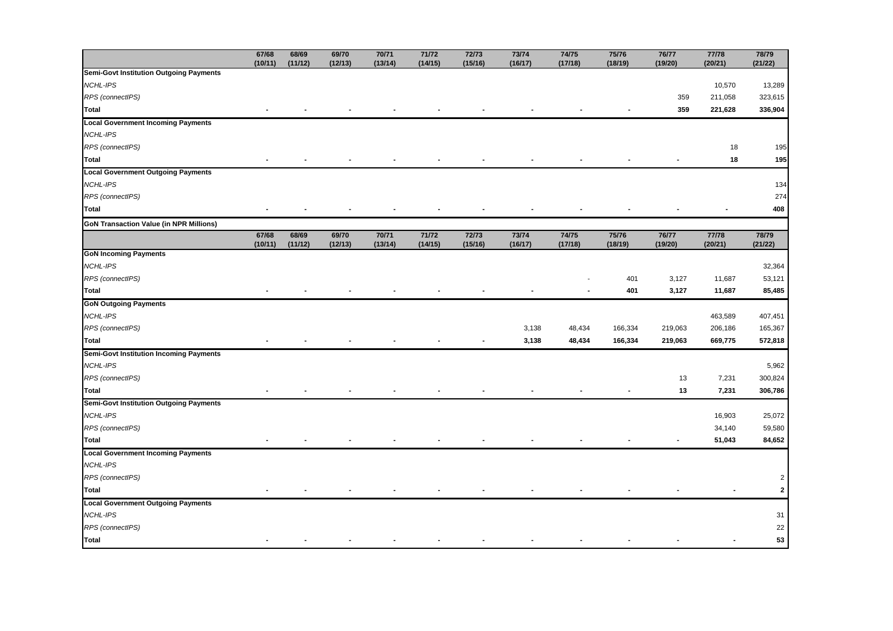| | 67/68 (10/11) | 68/69 (11/12) | 69/70 (12/13) | 70/71 (13/14) | 71/72 (14/15) | 72/73 (15/16) | 73/74 (16/17) | 74/75 (17/18) | 75/76 (18/19) | 76/77 (19/20) | 77/78 (20/21) | 78/79 (21/22) |
|---|---|---|---|---|---|---|---|---|---|---|---|---|
| **Semi-Govt Institution Outgoing Payments** | | | | | | | | | | | | |
| *NCHL-IPS* | | | | | | | | | | | 10,570 | 13,289 |
| *RPS (connectIPS)* | | | | | | | | | | 359 | 211,058 | 323,615 |
| **Total** | **-** | **-** | **-** | **-** | **-** | **-** | **-** | **-** | **-** | **359** | **221,628** | **336,904** |
| **Local Government Incoming Payments** | | | | | | | | | | | | |
| *NCHL-IPS* | | | | | | | | | | | | |
| *RPS (connectIPS)* | | | | | | | | | | | 18 | 195 |
| **Total** | **-** | **-** | **-** | **-** | **-** | **-** | **-** | **-** | **-** | **-** | **18** | **195** |
| **Local Government Outgoing Payments** | | | | | | | | | | | | |
| *NCHL-IPS* | | | | | | | | | | | | 134 |
| *RPS (connectIPS)* | | | | | | | | | | | | 274 |
| **Total** | **-** | **-** | **-** | **-** | **-** | **-** | **-** | **-** | **-** | **-** | **-** | **408** |

**GoN Transaction Value (in NPR Millions)**

| | 67/68 (10/11) | 68/69 (11/12) | 69/70 (12/13) | 70/71 (13/14) | 71/72 (14/15) | 72/73 (15/16) | 73/74 (16/17) | 74/75 (17/18) | 75/76 (18/19) | 76/77 (19/20) | 77/78 (20/21) | 78/79 (21/22) |
|---|---|---|---|---|---|---|---|---|---|---|---|---|
| **GoN Incoming Payments** | | | | | | | | | | | | |
| *NCHL-IPS* | | | | | | | | | | | | 32,364 |
| *RPS (connectIPS)* | | | | | | | | - | 401 | 3,127 | 11,687 | 53,121 |
| **Total** | **-** | **-** | **-** | **-** | **-** | **-** | **-** | **-** | **401** | **3,127** | **11,687** | **85,485** |
| **GoN Outgoing Payments** | | | | | | | | | | | | |
| *NCHL-IPS* | | | | | | | | | | | 463,589 | 407,451 |
| *RPS (connectIPS)* | | | | | | | 3,138 | 48,434 | 166,334 | 219,063 | 206,186 | 165,367 |
| **Total** | **-** | **-** | **-** | **-** | **-** | **-** | **3,138** | **48,434** | **166,334** | **219,063** | **669,775** | **572,818** |
| **Semi-Govt Institution Incoming Payments** | | | | | | | | | | | | |
| *NCHL-IPS* | | | | | | | | | | | | 5,962 |
| *RPS (connectIPS)* | | | | | | | | | | 13 | 7,231 | 300,824 |
| **Total** | **-** | **-** | **-** | **-** | **-** | **-** | **-** | **-** | **-** | **13** | **7,231** | **306,786** |
| **Semi-Govt Institution Outgoing Payments** | | | | | | | | | | | | |
| *NCHL-IPS* | | | | | | | | | | | 16,903 | 25,072 |
| *RPS (connectIPS)* | | | | | | | | | | | 34,140 | 59,580 |
| **Total** | **-** | **-** | **-** | **-** | **-** | **-** | **-** | **-** | **-** | **-** | **51,043** | **84,652** |
| **Local Government Incoming Payments** | | | | | | | | | | | | |
| *NCHL-IPS* | | | | | | | | | | | | |
| *RPS (connectIPS)* | | | | | | | | | | | | 2 |
| **Total** | **-** | **-** | **-** | **-** | **-** | **-** | **-** | **-** | **-** | **-** | **-** | **2** |
| **Local Government Outgoing Payments** | | | | | | | | | | | | |
| *NCHL-IPS* | | | | | | | | | | | | 31 |
| *RPS (connectIPS)* | | | | | | | | | | | | 22 |
| **Total** | **-** | **-** | **-** | **-** | **-** | **-** | **-** | **-** | **-** | **-** | **-** | **53** |